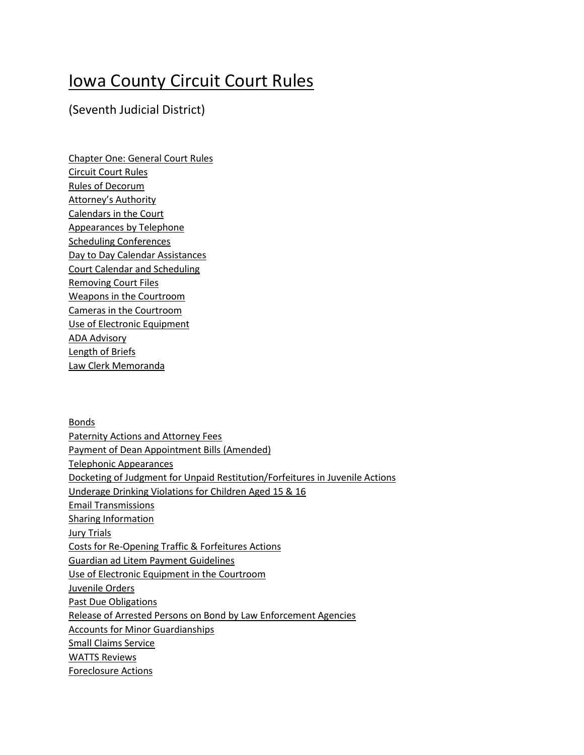# Iowa County Circuit Court Rules

(Seventh Judicial District)

Chapter One: General Court Rules
Circuit Court Rules
Rules of Decorum
Attorney's Authority
Calendars in the Court
Appearances by Telephone
Scheduling Conferences
Day to Day Calendar Assistances
Court Calendar and Scheduling
Removing Court Files
Weapons in the Courtroom
Cameras in the Courtroom
Use of Electronic Equipment
ADA Advisory
Length of Briefs
Law Clerk Memoranda

Bonds
Paternity Actions and Attorney Fees
Payment of Dean Appointment Bills (Amended)
Telephonic Appearances
Docketing of Judgment for Unpaid Restitution/Forfeitures in Juvenile Actions
Underage Drinking Violations for Children Aged 15 & 16
Email Transmissions
Sharing Information
Jury Trials
Costs for Re-Opening Traffic & Forfeitures Actions
Guardian ad Litem Payment Guidelines
Use of Electronic Equipment in the Courtroom
Juvenile Orders
Past Due Obligations
Release of Arrested Persons on Bond by Law Enforcement Agencies
Accounts for Minor Guardianships
Small Claims Service
WATTS Reviews
Foreclosure Actions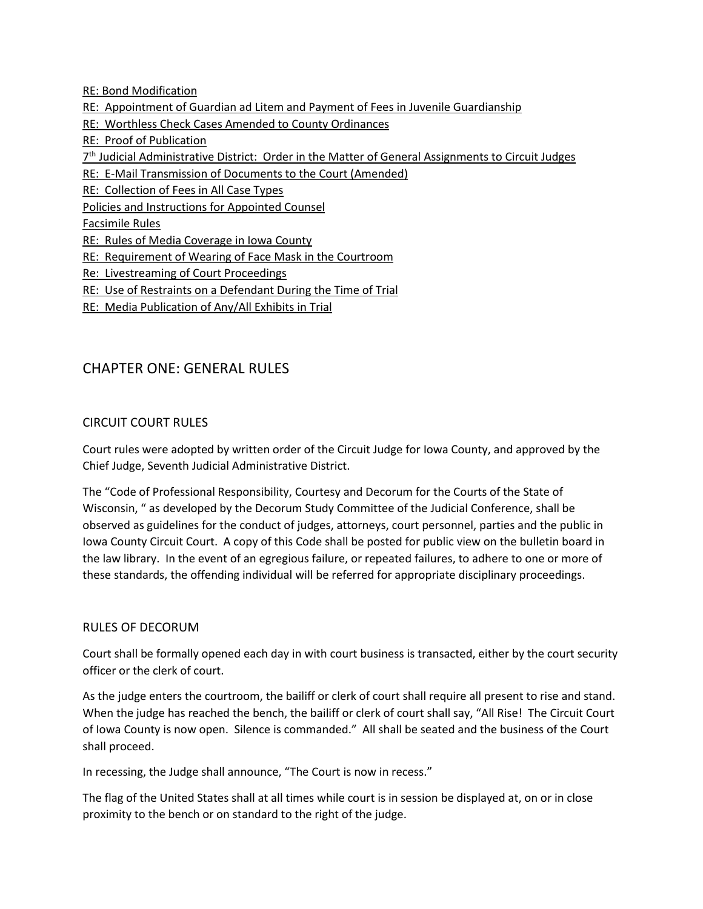RE: Bond Modification

RE: Appointment of Guardian ad Litem and Payment of Fees in Juvenile Guardianship

RE: Worthless Check Cases Amended to County Ordinances

RE: Proof of Publication

7th Judicial Administrative District: Order in the Matter of General Assignments to Circuit Judges

RE: E-Mail Transmission of Documents to the Court (Amended)

RE: Collection of Fees in All Case Types

Policies and Instructions for Appointed Counsel

Facsimile Rules

RE: Rules of Media Coverage in Iowa County

RE: Requirement of Wearing of Face Mask in the Courtroom

Re: Livestreaming of Court Proceedings

RE: Use of Restraints on a Defendant During the Time of Trial

RE: Media Publication of Any/All Exhibits in Trial

## CHAPTER ONE: GENERAL RULES

### CIRCUIT COURT RULES

Court rules were adopted by written order of the Circuit Judge for Iowa County, and approved by the Chief Judge, Seventh Judicial Administrative District.

The "Code of Professional Responsibility, Courtesy and Decorum for the Courts of the State of Wisconsin, " as developed by the Decorum Study Committee of the Judicial Conference, shall be observed as guidelines for the conduct of judges, attorneys, court personnel, parties and the public in Iowa County Circuit Court. A copy of this Code shall be posted for public view on the bulletin board in the law library. In the event of an egregious failure, or repeated failures, to adhere to one or more of these standards, the offending individual will be referred for appropriate disciplinary proceedings.

### RULES OF DECORUM

Court shall be formally opened each day in with court business is transacted, either by the court security officer or the clerk of court.

As the judge enters the courtroom, the bailiff or clerk of court shall require all present to rise and stand. When the judge has reached the bench, the bailiff or clerk of court shall say, "All Rise! The Circuit Court of Iowa County is now open. Silence is commanded." All shall be seated and the business of the Court shall proceed.

In recessing, the Judge shall announce, "The Court is now in recess."

The flag of the United States shall at all times while court is in session be displayed at, on or in close proximity to the bench or on standard to the right of the judge.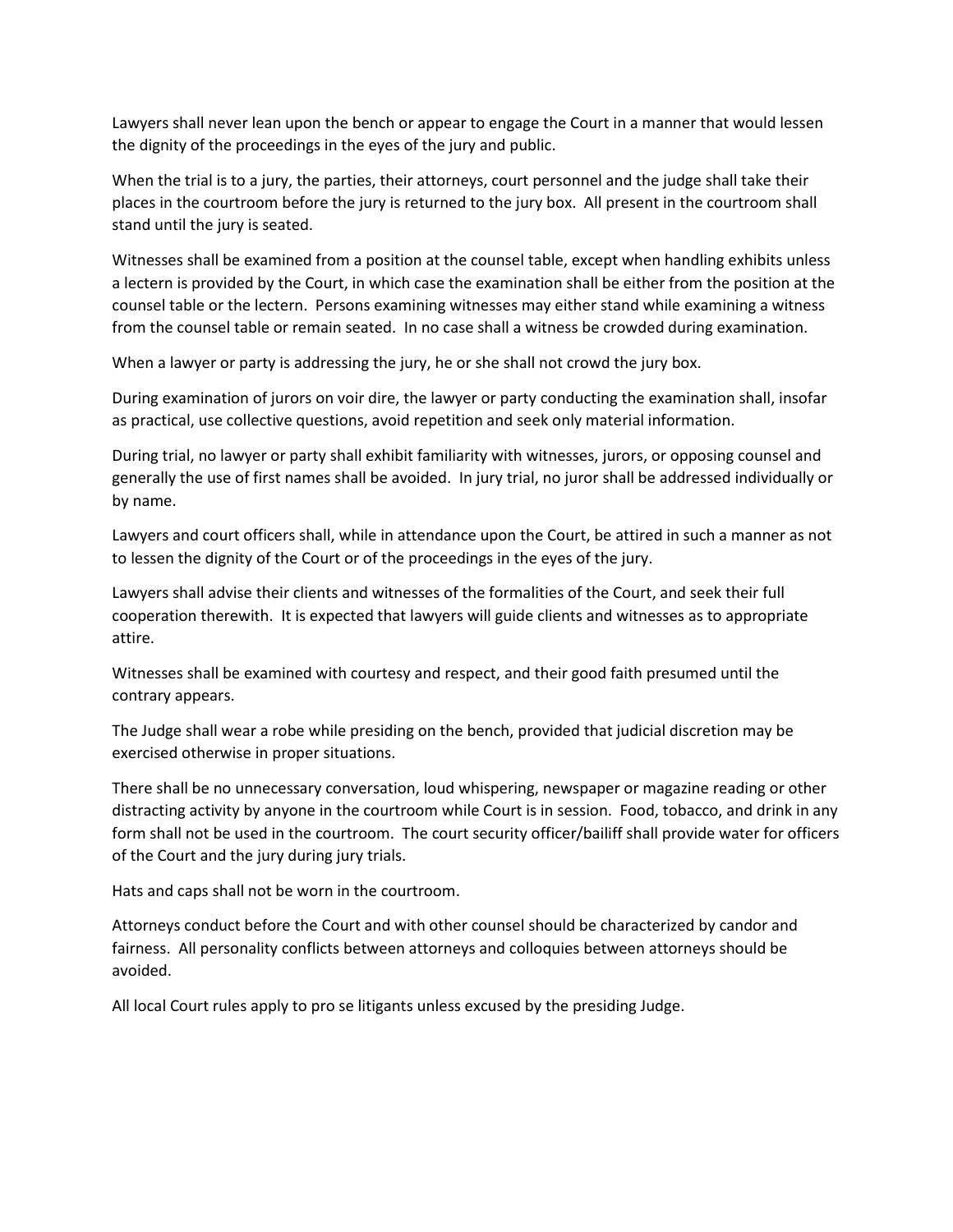Lawyers shall never lean upon the bench or appear to engage the Court in a manner that would lessen the dignity of the proceedings in the eyes of the jury and public.

When the trial is to a jury, the parties, their attorneys, court personnel and the judge shall take their places in the courtroom before the jury is returned to the jury box. All present in the courtroom shall stand until the jury is seated.

Witnesses shall be examined from a position at the counsel table, except when handling exhibits unless a lectern is provided by the Court, in which case the examination shall be either from the position at the counsel table or the lectern. Persons examining witnesses may either stand while examining a witness from the counsel table or remain seated. In no case shall a witness be crowded during examination.

When a lawyer or party is addressing the jury, he or she shall not crowd the jury box.

During examination of jurors on voir dire, the lawyer or party conducting the examination shall, insofar as practical, use collective questions, avoid repetition and seek only material information.

During trial, no lawyer or party shall exhibit familiarity with witnesses, jurors, or opposing counsel and generally the use of first names shall be avoided. In jury trial, no juror shall be addressed individually or by name.

Lawyers and court officers shall, while in attendance upon the Court, be attired in such a manner as not to lessen the dignity of the Court or of the proceedings in the eyes of the jury.

Lawyers shall advise their clients and witnesses of the formalities of the Court, and seek their full cooperation therewith. It is expected that lawyers will guide clients and witnesses as to appropriate attire.

Witnesses shall be examined with courtesy and respect, and their good faith presumed until the contrary appears.

The Judge shall wear a robe while presiding on the bench, provided that judicial discretion may be exercised otherwise in proper situations.

There shall be no unnecessary conversation, loud whispering, newspaper or magazine reading or other distracting activity by anyone in the courtroom while Court is in session. Food, tobacco, and drink in any form shall not be used in the courtroom. The court security officer/bailiff shall provide water for officers of the Court and the jury during jury trials.

Hats and caps shall not be worn in the courtroom.

Attorneys conduct before the Court and with other counsel should be characterized by candor and fairness. All personality conflicts between attorneys and colloquies between attorneys should be avoided.

All local Court rules apply to pro se litigants unless excused by the presiding Judge.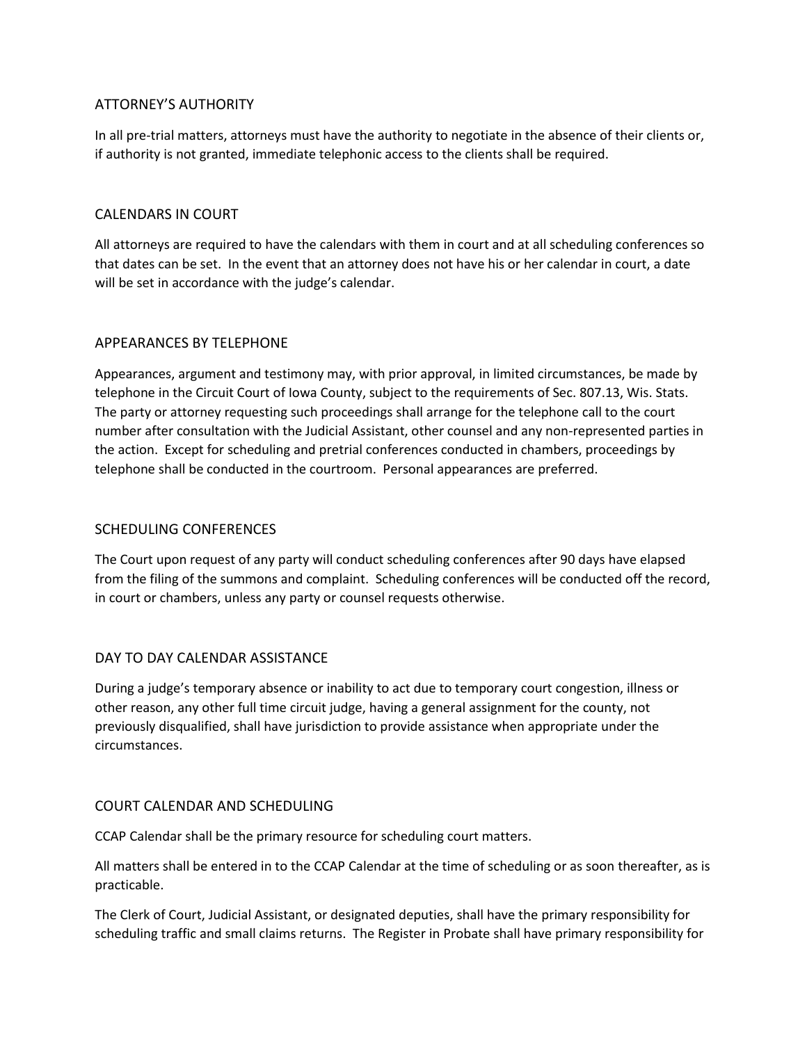## ATTORNEY'S AUTHORITY

In all pre-trial matters, attorneys must have the authority to negotiate in the absence of their clients or, if authority is not granted, immediate telephonic access to the clients shall be required.

## CALENDARS IN COURT

All attorneys are required to have the calendars with them in court and at all scheduling conferences so that dates can be set. In the event that an attorney does not have his or her calendar in court, a date will be set in accordance with the judge's calendar.

## APPEARANCES BY TELEPHONE

Appearances, argument and testimony may, with prior approval, in limited circumstances, be made by telephone in the Circuit Court of Iowa County, subject to the requirements of Sec. 807.13, Wis. Stats. The party or attorney requesting such proceedings shall arrange for the telephone call to the court number after consultation with the Judicial Assistant, other counsel and any non-represented parties in the action. Except for scheduling and pretrial conferences conducted in chambers, proceedings by telephone shall be conducted in the courtroom. Personal appearances are preferred.

## SCHEDULING CONFERENCES

The Court upon request of any party will conduct scheduling conferences after 90 days have elapsed from the filing of the summons and complaint. Scheduling conferences will be conducted off the record, in court or chambers, unless any party or counsel requests otherwise.

## DAY TO DAY CALENDAR ASSISTANCE

During a judge's temporary absence or inability to act due to temporary court congestion, illness or other reason, any other full time circuit judge, having a general assignment for the county, not previously disqualified, shall have jurisdiction to provide assistance when appropriate under the circumstances.

## COURT CALENDAR AND SCHEDULING

CCAP Calendar shall be the primary resource for scheduling court matters.

All matters shall be entered in to the CCAP Calendar at the time of scheduling or as soon thereafter, as is practicable.

The Clerk of Court, Judicial Assistant, or designated deputies, shall have the primary responsibility for scheduling traffic and small claims returns. The Register in Probate shall have primary responsibility for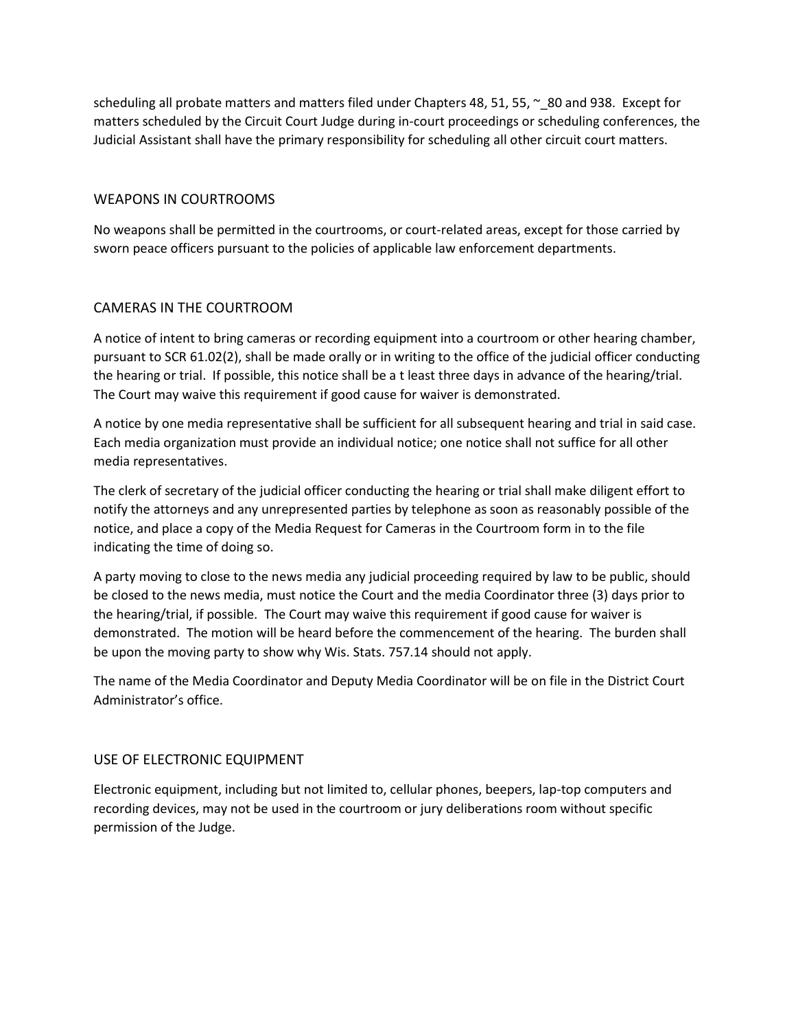scheduling all probate matters and matters filed under Chapters 48, 51, 55, ~_80 and 938. Except for matters scheduled by the Circuit Court Judge during in-court proceedings or scheduling conferences, the Judicial Assistant shall have the primary responsibility for scheduling all other circuit court matters.

## WEAPONS IN COURTROOMS

No weapons shall be permitted in the courtrooms, or court-related areas, except for those carried by sworn peace officers pursuant to the policies of applicable law enforcement departments.

## CAMERAS IN THE COURTROOM

A notice of intent to bring cameras or recording equipment into a courtroom or other hearing chamber, pursuant to SCR 61.02(2), shall be made orally or in writing to the office of the judicial officer conducting the hearing or trial. If possible, this notice shall be a t least three days in advance of the hearing/trial. The Court may waive this requirement if good cause for waiver is demonstrated.

A notice by one media representative shall be sufficient for all subsequent hearing and trial in said case. Each media organization must provide an individual notice; one notice shall not suffice for all other media representatives.

The clerk of secretary of the judicial officer conducting the hearing or trial shall make diligent effort to notify the attorneys and any unrepresented parties by telephone as soon as reasonably possible of the notice, and place a copy of the Media Request for Cameras in the Courtroom form in to the file indicating the time of doing so.

A party moving to close to the news media any judicial proceeding required by law to be public, should be closed to the news media, must notice the Court and the media Coordinator three (3) days prior to the hearing/trial, if possible. The Court may waive this requirement if good cause for waiver is demonstrated. The motion will be heard before the commencement of the hearing. The burden shall be upon the moving party to show why Wis. Stats. 757.14 should not apply.

The name of the Media Coordinator and Deputy Media Coordinator will be on file in the District Court Administrator's office.

## USE OF ELECTRONIC EQUIPMENT

Electronic equipment, including but not limited to, cellular phones, beepers, lap-top computers and recording devices, may not be used in the courtroom or jury deliberations room without specific permission of the Judge.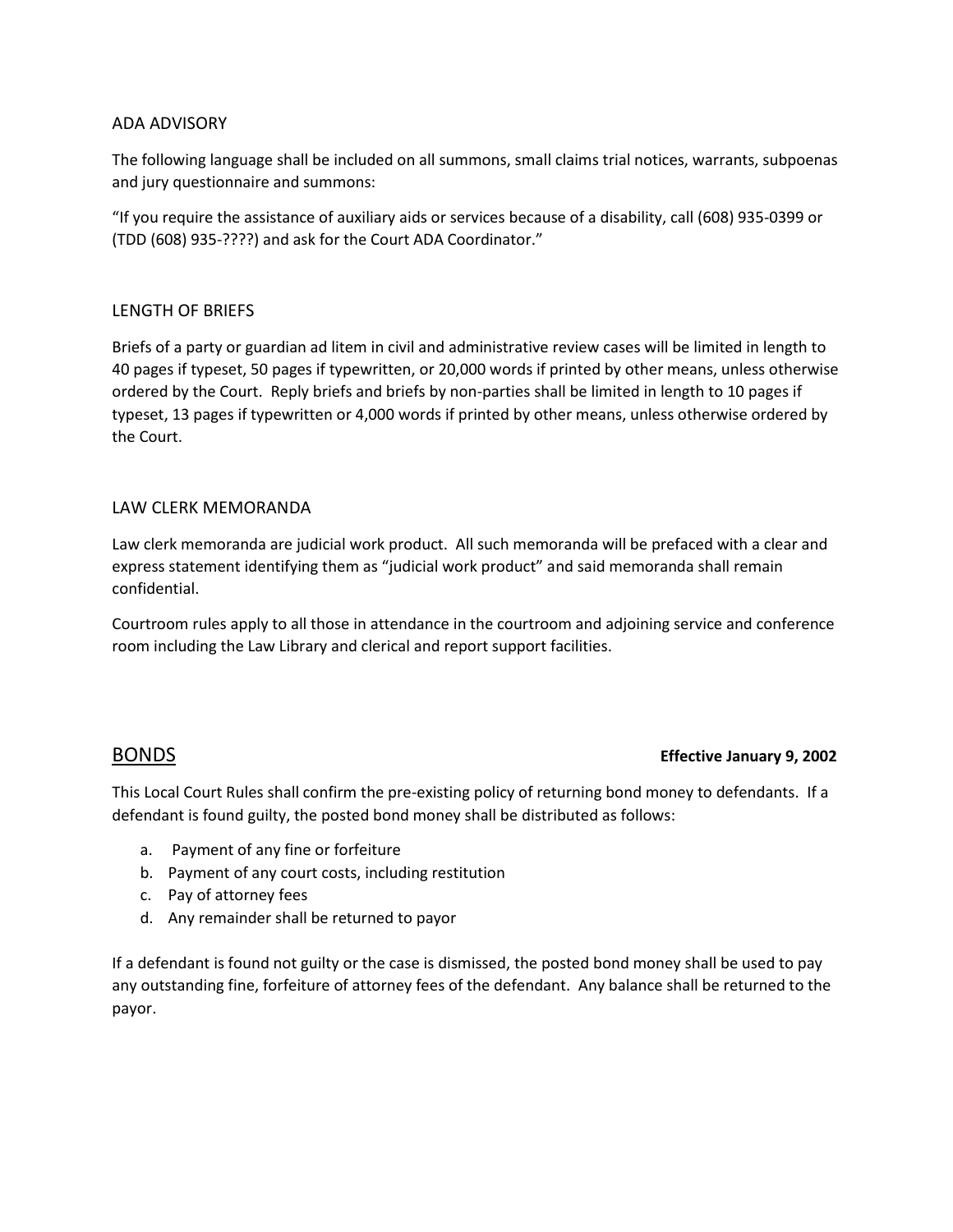## ADA ADVISORY

The following language shall be included on all summons, small claims trial notices, warrants, subpoenas and jury questionnaire and summons:

"If you require the assistance of auxiliary aids or services because of a disability, call (608) 935-0399 or (TDD (608) 935-????) and ask for the Court ADA Coordinator."

## LENGTH OF BRIEFS

Briefs of a party or guardian ad litem in civil and administrative review cases will be limited in length to 40 pages if typeset, 50 pages if typewritten, or 20,000 words if printed by other means, unless otherwise ordered by the Court. Reply briefs and briefs by non-parties shall be limited in length to 10 pages if typeset, 13 pages if typewritten or 4,000 words if printed by other means, unless otherwise ordered by the Court.

## LAW CLERK MEMORANDA

Law clerk memoranda are judicial work product. All such memoranda will be prefaced with a clear and express statement identifying them as "judicial work product" and said memoranda shall remain confidential.

Courtroom rules apply to all those in attendance in the courtroom and adjoining service and conference room including the Law Library and clerical and report support facilities.

## BONDS

**Effective January 9, 2002**

This Local Court Rules shall confirm the pre-existing policy of returning bond money to defendants. If a defendant is found guilty, the posted bond money shall be distributed as follows:

a. Payment of any fine or forfeiture
b. Payment of any court costs, including restitution
c. Pay of attorney fees
d. Any remainder shall be returned to payor

If a defendant is found not guilty or the case is dismissed, the posted bond money shall be used to pay any outstanding fine, forfeiture of attorney fees of the defendant. Any balance shall be returned to the payor.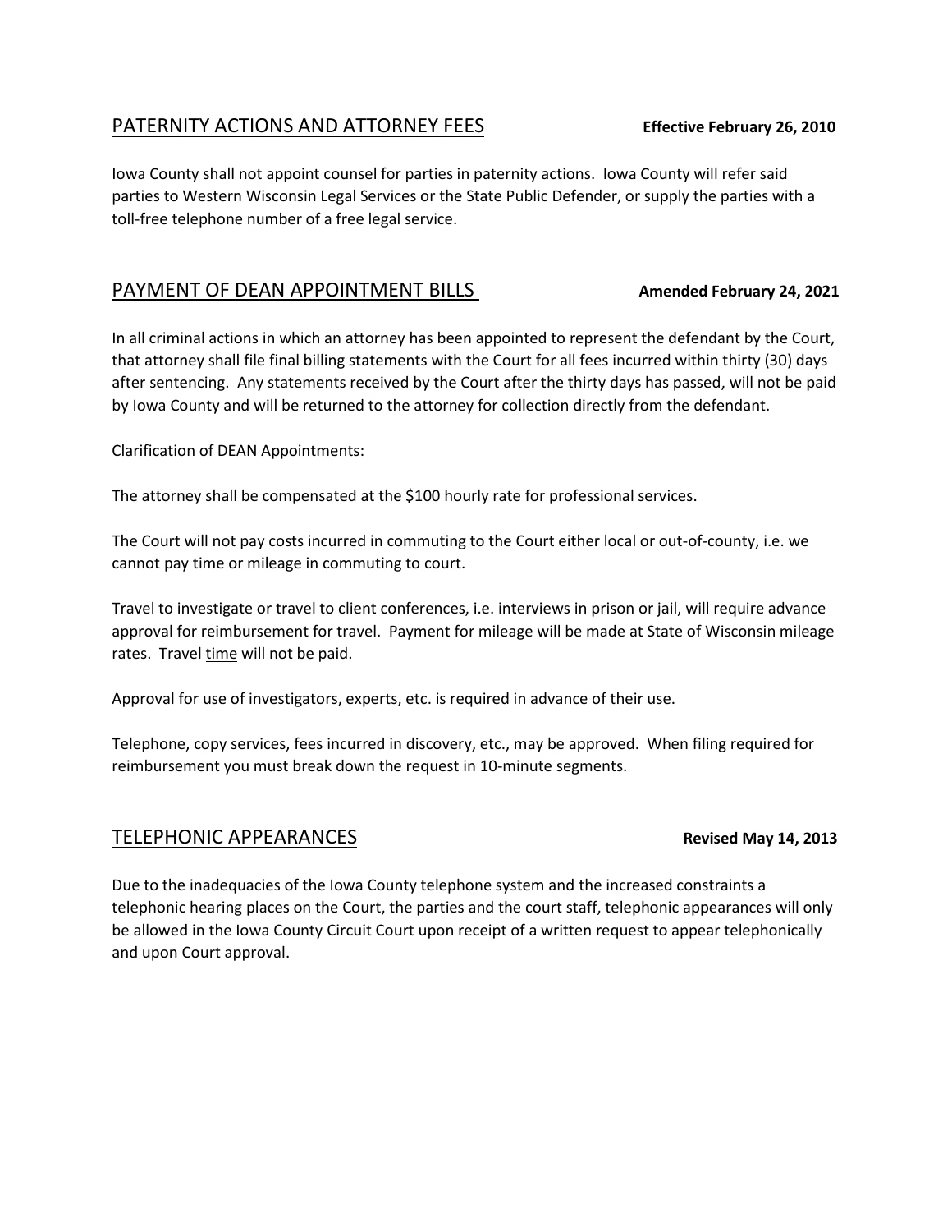## PATTERNITY ACTIONS AND ATTORNEY FEES

**Effective February 26, 2010**

Iowa County shall not appoint counsel for parties in paternity actions. Iowa County will refer said parties to Western Wisconsin Legal Services or the State Public Defender, or supply the parties with a toll-free telephone number of a free legal service.

## PAYMENT OF DEAN APPOINTMENT BILLS

**Amended February 24, 2021**

In all criminal actions in which an attorney has been appointed to represent the defendant by the Court, that attorney shall file final billing statements with the Court for all fees incurred within thirty (30) days after sentencing. Any statements received by the Court after the thirty days has passed, will not be paid by Iowa County and will be returned to the attorney for collection directly from the defendant.

Clarification of DEAN Appointments:

The attorney shall be compensated at the $100 hourly rate for professional services.

The Court will not pay costs incurred in commuting to the Court either local or out-of-county, i.e. we cannot pay time or mileage in commuting to court.

Travel to investigate or travel to client conferences, i.e. interviews in prison or jail, will require advance approval for reimbursement for travel. Payment for mileage will be made at State of Wisconsin mileage rates. Travel <u>time</u> will not be paid.

Approval for use of investigators, experts, etc. is required in advance of their use.

Telephone, copy services, fees incurred in discovery, etc., may be approved. When filing required for reimbursement you must break down the request in 10-minute segments.

## TELEPHONIC APPEARANCES

**Revised May 14, 2013**

Due to the inadequacies of the Iowa County telephone system and the increased constraints a telephonic hearing places on the Court, the parties and the court staff, telephonic appearances will only be allowed in the Iowa County Circuit Court upon receipt of a written request to appear telephonically and upon Court approval.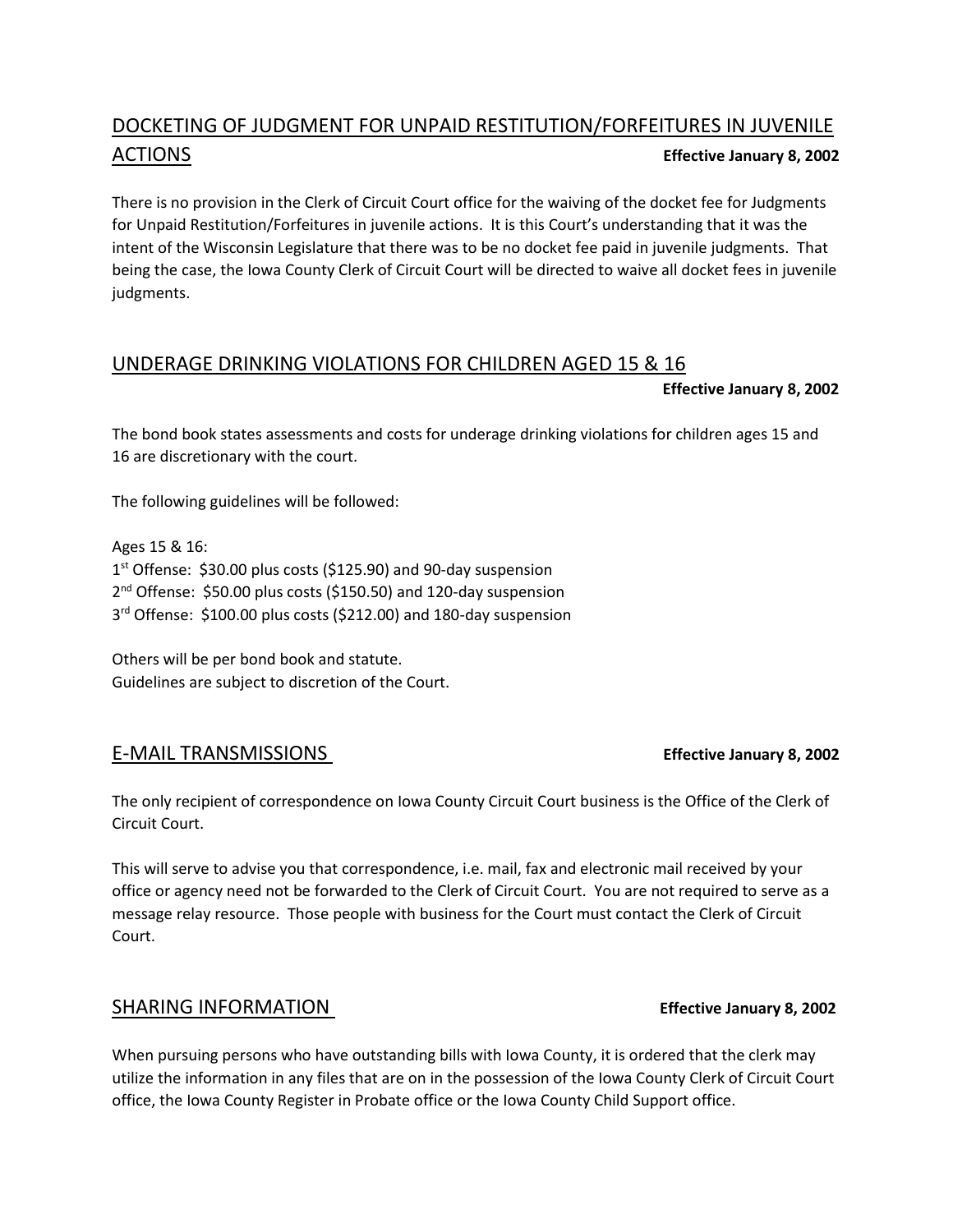## DOCKETING OF JUDGMENT FOR UNPAID RESTITUTION/FORFEITURES IN JUVENILE ACTIONS

**Effective January 8, 2002**

There is no provision in the Clerk of Circuit Court office for the waiving of the docket fee for Judgments for Unpaid Restitution/Forfeitures in juvenile actions. It is this Court's understanding that it was the intent of the Wisconsin Legislature that there was to be no docket fee paid in juvenile judgments. That being the case, the Iowa County Clerk of Circuit Court will be directed to waive all docket fees in juvenile judgments.

## UNDERAGE DRINKING VIOLATIONS FOR CHILDREN AGED 15 & 16

**Effective January 8, 2002**

The bond book states assessments and costs for underage drinking violations for children ages 15 and 16 are discretionary with the court.

The following guidelines will be followed:

Ages 15 & 16:
1st Offense: $30.00 plus costs ($125.90) and 90-day suspension
2nd Offense: $50.00 plus costs ($150.50) and 120-day suspension
3rd Offense: $100.00 plus costs ($212.00) and 180-day suspension

Others will be per bond book and statute.
Guidelines are subject to discretion of the Court.

## E-MAIL TRANSMISSIONS

**Effective January 8, 2002**

The only recipient of correspondence on Iowa County Circuit Court business is the Office of the Clerk of Circuit Court.

This will serve to advise you that correspondence, i.e. mail, fax and electronic mail received by your office or agency need not be forwarded to the Clerk of Circuit Court. You are not required to serve as a message relay resource. Those people with business for the Court must contact the Clerk of Circuit Court.

## SHARING INFORMATION

**Effective January 8, 2002**

When pursuing persons who have outstanding bills with Iowa County, it is ordered that the clerk may utilize the information in any files that are on in the possession of the Iowa County Clerk of Circuit Court office, the Iowa County Register in Probate office or the Iowa County Child Support office.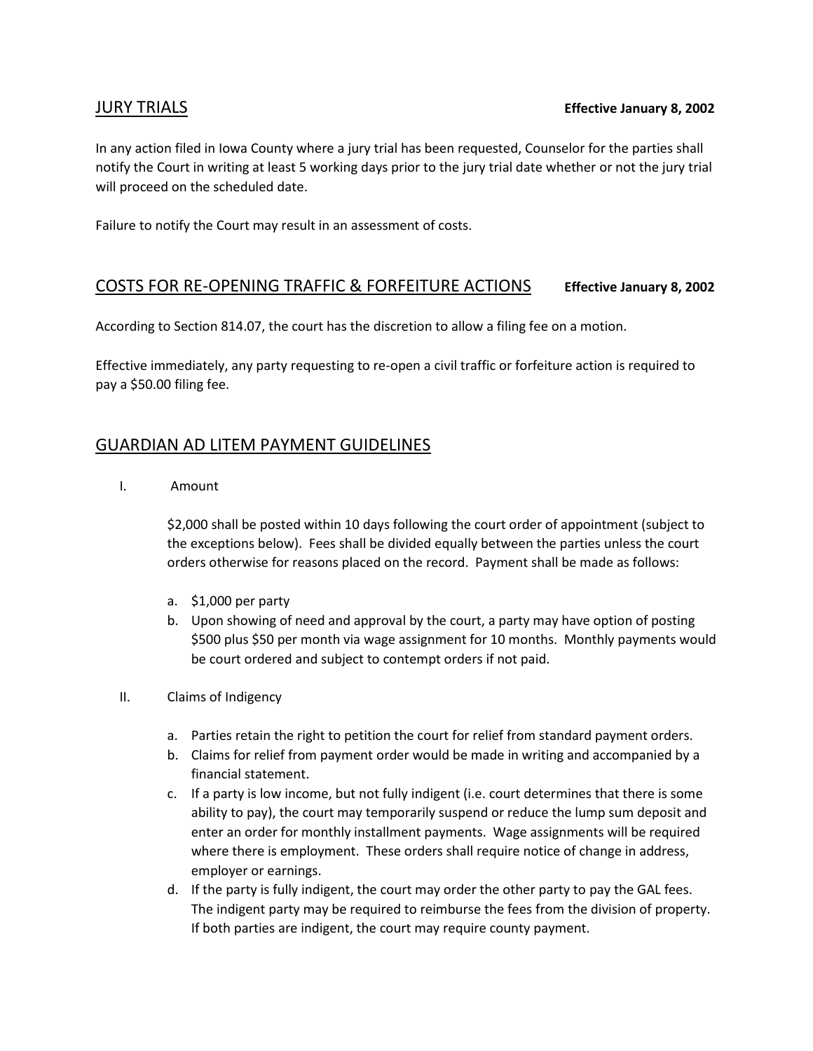## JURY TRIALS

**Effective January 8, 2002**

In any action filed in Iowa County where a jury trial has been requested, Counselor for the parties shall notify the Court in writing at least 5 working days prior to the jury trial date whether or not the jury trial will proceed on the scheduled date.

Failure to notify the Court may result in an assessment of costs.

## COSTS FOR RE-OPENING TRAFFIC & FORFEITURE ACTIONS

**Effective January 8, 2002**

According to Section 814.07, the court has the discretion to allow a filing fee on a motion.

Effective immediately, any party requesting to re-open a civil traffic or forfeiture action is required to pay a $50.00 filing fee.

## GUARDIAN AD LITEM PAYMENT GUIDELINES

I. Amount

$2,000 shall be posted within 10 days following the court order of appointment (subject to the exceptions below). Fees shall be divided equally between the parties unless the court orders otherwise for reasons placed on the record. Payment shall be made as follows:

a. $1,000 per party
b. Upon showing of need and approval by the court, a party may have option of posting $500 plus $50 per month via wage assignment for 10 months. Monthly payments would be court ordered and subject to contempt orders if not paid.

II. Claims of Indigency

a. Parties retain the right to petition the court for relief from standard payment orders.
b. Claims for relief from payment order would be made in writing and accompanied by a financial statement.
c. If a party is low income, but not fully indigent (i.e. court determines that there is some ability to pay), the court may temporarily suspend or reduce the lump sum deposit and enter an order for monthly installment payments. Wage assignments will be required where there is employment. These orders shall require notice of change in address, employer or earnings.
d. If the party is fully indigent, the court may order the other party to pay the GAL fees. The indigent party may be required to reimburse the fees from the division of property. If both parties are indigent, the court may require county payment.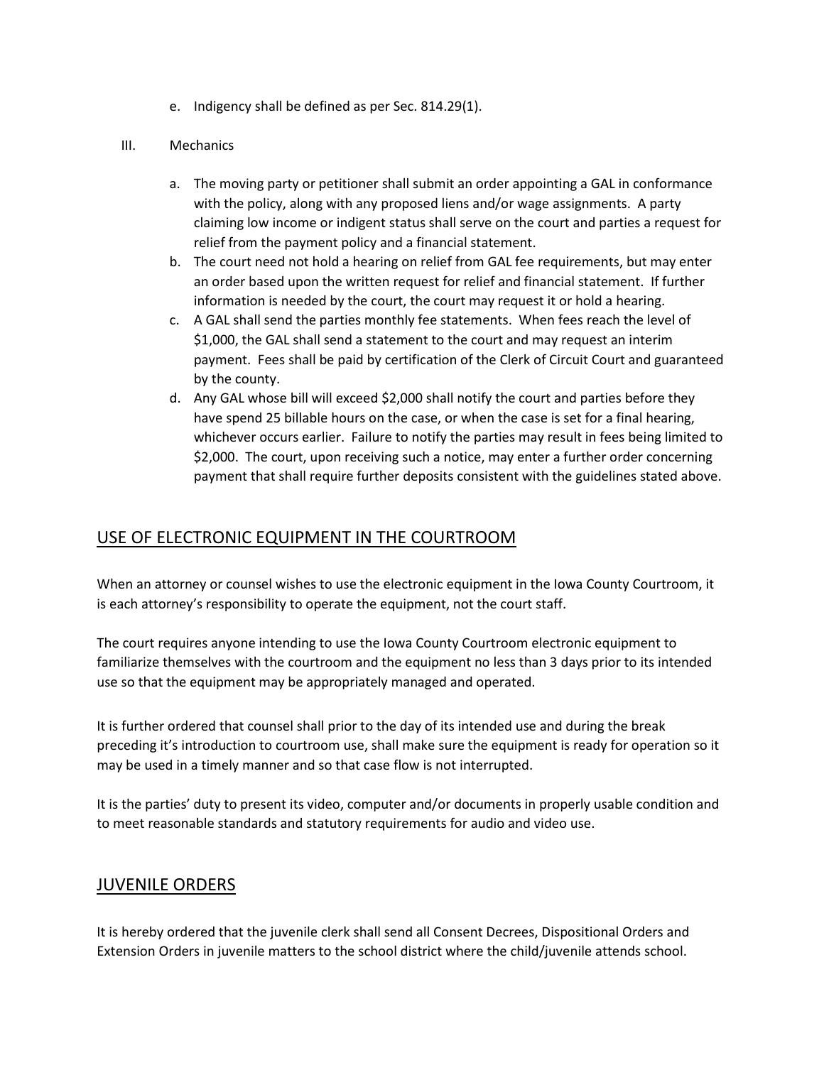e. Indigency shall be defined as per Sec. 814.29(1).

III. Mechanics

a. The moving party or petitioner shall submit an order appointing a GAL in conformance with the policy, along with any proposed liens and/or wage assignments. A party claiming low income or indigent status shall serve on the court and parties a request for relief from the payment policy and a financial statement.
b. The court need not hold a hearing on relief from GAL fee requirements, but may enter an order based upon the written request for relief and financial statement. If further information is needed by the court, the court may request it or hold a hearing.
c. A GAL shall send the parties monthly fee statements. When fees reach the level of $1,000, the GAL shall send a statement to the court and may request an interim payment. Fees shall be paid by certification of the Clerk of Circuit Court and guaranteed by the county.
d. Any GAL whose bill will exceed $2,000 shall notify the court and parties before they have spend 25 billable hours on the case, or when the case is set for a final hearing, whichever occurs earlier. Failure to notify the parties may result in fees being limited to $2,000. The court, upon receiving such a notice, may enter a further order concerning payment that shall require further deposits consistent with the guidelines stated above.

## USE OF ELECTRONIC EQUIPMENT IN THE COURTROOM

When an attorney or counsel wishes to use the electronic equipment in the Iowa County Courtroom, it is each attorney's responsibility to operate the equipment, not the court staff.

The court requires anyone intending to use the Iowa County Courtroom electronic equipment to familiarize themselves with the courtroom and the equipment no less than 3 days prior to its intended use so that the equipment may be appropriately managed and operated.

It is further ordered that counsel shall prior to the day of its intended use and during the break preceding it's introduction to courtroom use, shall make sure the equipment is ready for operation so it may be used in a timely manner and so that case flow is not interrupted.

It is the parties' duty to present its video, computer and/or documents in properly usable condition and to meet reasonable standards and statutory requirements for audio and video use.

## JUVENILE ORDERS

It is hereby ordered that the juvenile clerk shall send all Consent Decrees, Dispositional Orders and Extension Orders in juvenile matters to the school district where the child/juvenile attends school.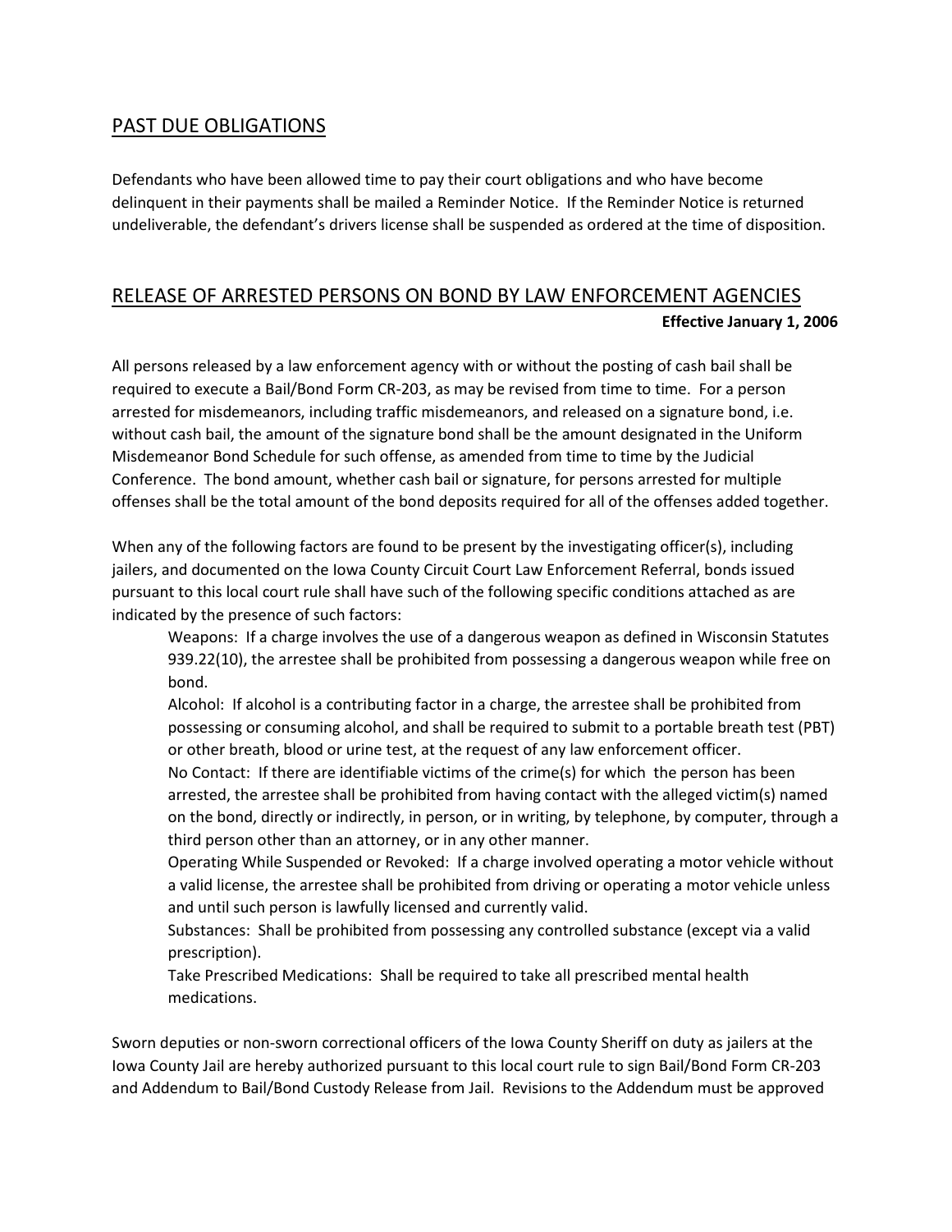## PAST DUE OBLIGATIONS

Defendants who have been allowed time to pay their court obligations and who have become delinquent in their payments shall be mailed a Reminder Notice. If the Reminder Notice is returned undeliverable, the defendant's drivers license shall be suspended as ordered at the time of disposition.

## RELEASE OF ARRESTED PERSONS ON BOND BY LAW ENFORCEMENT AGENCIES

**Effective January 1, 2006**

All persons released by a law enforcement agency with or without the posting of cash bail shall be required to execute a Bail/Bond Form CR-203, as may be revised from time to time. For a person arrested for misdemeanors, including traffic misdemeanors, and released on a signature bond, i.e. without cash bail, the amount of the signature bond shall be the amount designated in the Uniform Misdemeanor Bond Schedule for such offense, as amended from time to time by the Judicial Conference. The bond amount, whether cash bail or signature, for persons arrested for multiple offenses shall be the total amount of the bond deposits required for all of the offenses added together.

When any of the following factors are found to be present by the investigating officer(s), including jailers, and documented on the Iowa County Circuit Court Law Enforcement Referral, bonds issued pursuant to this local court rule shall have such of the following specific conditions attached as are indicated by the presence of such factors:

Weapons: If a charge involves the use of a dangerous weapon as defined in Wisconsin Statutes 939.22(10), the arrestee shall be prohibited from possessing a dangerous weapon while free on bond.

Alcohol: If alcohol is a contributing factor in a charge, the arrestee shall be prohibited from possessing or consuming alcohol, and shall be required to submit to a portable breath test (PBT) or other breath, blood or urine test, at the request of any law enforcement officer.

No Contact: If there are identifiable victims of the crime(s) for which the person has been arrested, the arrestee shall be prohibited from having contact with the alleged victim(s) named on the bond, directly or indirectly, in person, or in writing, by telephone, by computer, through a third person other than an attorney, or in any other manner.

Operating While Suspended or Revoked: If a charge involved operating a motor vehicle without a valid license, the arrestee shall be prohibited from driving or operating a motor vehicle unless and until such person is lawfully licensed and currently valid.

Substances: Shall be prohibited from possessing any controlled substance (except via a valid prescription).

Take Prescribed Medications: Shall be required to take all prescribed mental health medications.

Sworn deputies or non-sworn correctional officers of the Iowa County Sheriff on duty as jailers at the Iowa County Jail are hereby authorized pursuant to this local court rule to sign Bail/Bond Form CR-203 and Addendum to Bail/Bond Custody Release from Jail. Revisions to the Addendum must be approved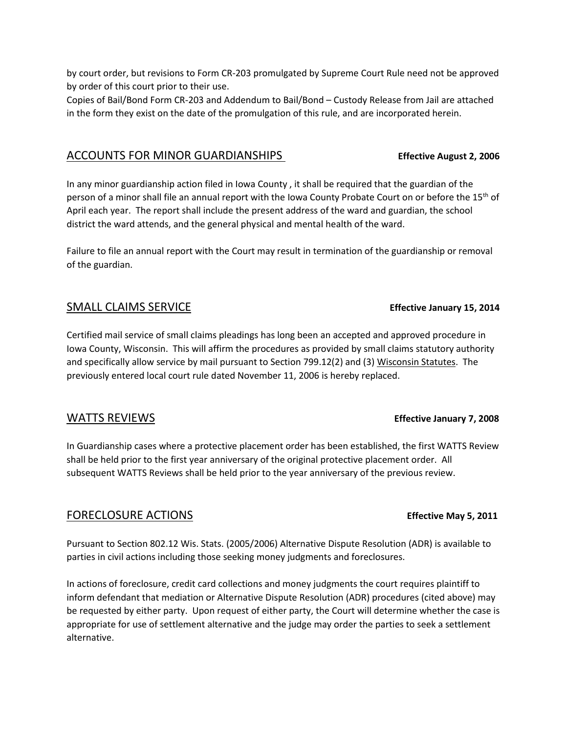by court order, but revisions to Form CR-203 promulgated by Supreme Court Rule need not be approved by order of this court prior to their use.
Copies of Bail/Bond Form CR-203 and Addendum to Bail/Bond – Custody Release from Jail are attached in the form they exist on the date of the promulgation of this rule, and are incorporated herein.

## ACCOUNTS FOR MINOR GUARDIANSHIPS **Effective August 2, 2006**

In any minor guardianship action filed in Iowa County , it shall be required that the guardian of the person of a minor shall file an annual report with the Iowa County Probate Court on or before the 15th of April each year. The report shall include the present address of the ward and guardian, the school district the ward attends, and the general physical and mental health of the ward.

Failure to file an annual report with the Court may result in termination of the guardianship or removal of the guardian.

## SMALL CLAIMS SERVICE **Effective January 15, 2014**

Certified mail service of small claims pleadings has long been an accepted and approved procedure in Iowa County, Wisconsin. This will affirm the procedures as provided by small claims statutory authority and specifically allow service by mail pursuant to Section 799.12(2) and (3) Wisconsin Statutes. The previously entered local court rule dated November 11, 2006 is hereby replaced.

## WATTS REVIEWS **Effective January 7, 2008**

In Guardianship cases where a protective placement order has been established, the first WATTS Review shall be held prior to the first year anniversary of the original protective placement order. All subsequent WATTS Reviews shall be held prior to the year anniversary of the previous review.

## FORECLOSURE ACTIONS **Effective May 5, 2011**

Pursuant to Section 802.12 Wis. Stats. (2005/2006) Alternative Dispute Resolution (ADR) is available to parties in civil actions including those seeking money judgments and foreclosures.

In actions of foreclosure, credit card collections and money judgments the court requires plaintiff to inform defendant that mediation or Alternative Dispute Resolution (ADR) procedures (cited above) may be requested by either party. Upon request of either party, the Court will determine whether the case is appropriate for use of settlement alternative and the judge may order the parties to seek a settlement alternative.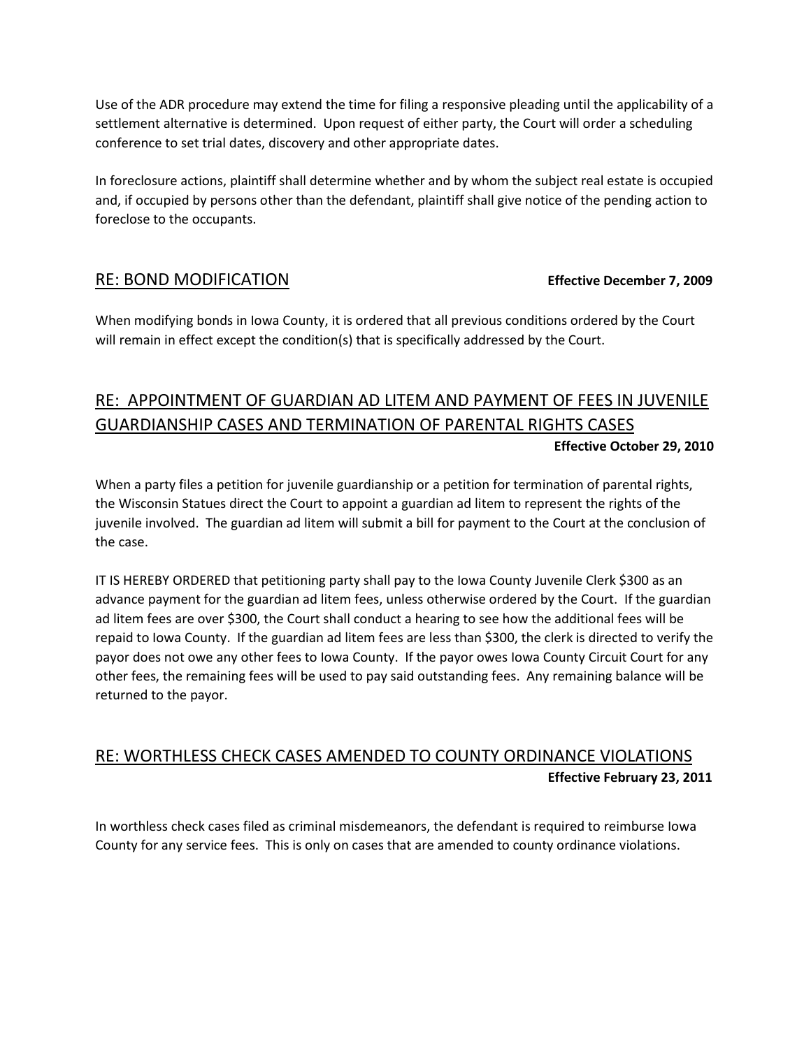Use of the ADR procedure may extend the time for filing a responsive pleading until the applicability of a settlement alternative is determined. Upon request of either party, the Court will order a scheduling conference to set trial dates, discovery and other appropriate dates.

In foreclosure actions, plaintiff shall determine whether and by whom the subject real estate is occupied and, if occupied by persons other than the defendant, plaintiff shall give notice of the pending action to foreclose to the occupants.

## RE: BOND MODIFICATION

**Effective December 7, 2009**

When modifying bonds in Iowa County, it is ordered that all previous conditions ordered by the Court will remain in effect except the condition(s) that is specifically addressed by the Court.

## RE: APPOINTMENT OF GUARDIAN AD LITEM AND PAYMENT OF FEES IN JUVENILE GUARDIANSHIP CASES AND TERMINATION OF PARENTAL RIGHTS CASES

**Effective October 29, 2010**

When a party files a petition for juvenile guardianship or a petition for termination of parental rights, the Wisconsin Statues direct the Court to appoint a guardian ad litem to represent the rights of the juvenile involved. The guardian ad litem will submit a bill for payment to the Court at the conclusion of the case.

IT IS HEREBY ORDERED that petitioning party shall pay to the Iowa County Juvenile Clerk $300 as an advance payment for the guardian ad litem fees, unless otherwise ordered by the Court. If the guardian ad litem fees are over $300, the Court shall conduct a hearing to see how the additional fees will be repaid to Iowa County. If the guardian ad litem fees are less than $300, the clerk is directed to verify the payor does not owe any other fees to Iowa County. If the payor owes Iowa County Circuit Court for any other fees, the remaining fees will be used to pay said outstanding fees. Any remaining balance will be returned to the payor.

## RE: WORTHLESS CHECK CASES AMENDED TO COUNTY ORDINANCE VIOLATIONS

**Effective February 23, 2011**

In worthless check cases filed as criminal misdemeanors, the defendant is required to reimburse Iowa County for any service fees. This is only on cases that are amended to county ordinance violations.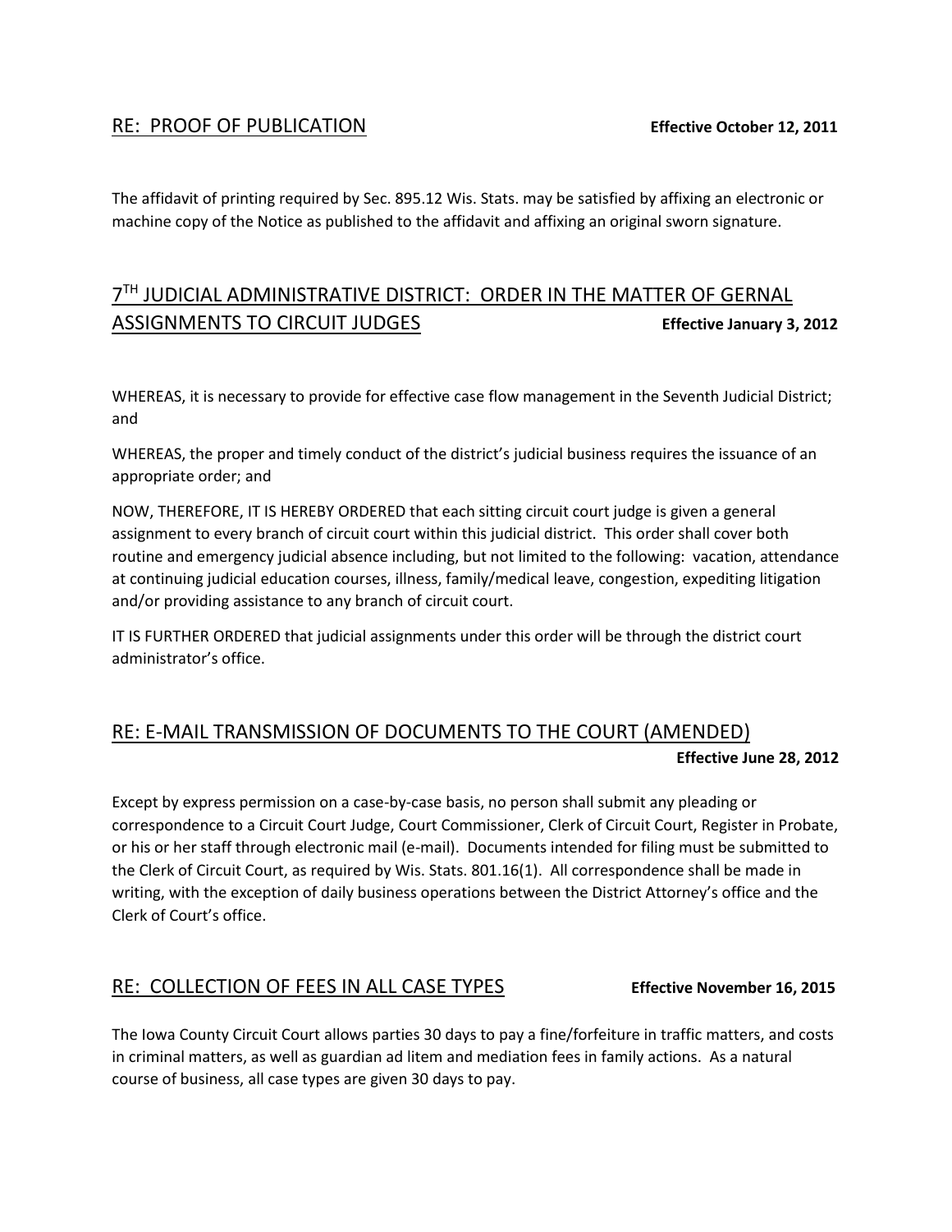## RE: PROOF OF PUBLICATION

**Effective October 12, 2011**

The affidavit of printing required by Sec. 895.12 Wis. Stats. may be satisfied by affixing an electronic or machine copy of the Notice as published to the affidavit and affixing an original sworn signature.

## 7TH JUDICIAL ADMINISTRATIVE DISTRICT: ORDER IN THE MATTER OF GERNAL ASSIGNMENTS TO CIRCUIT JUDGES

**Effective January 3, 2012**

WHEREAS, it is necessary to provide for effective case flow management in the Seventh Judicial District; and

WHEREAS, the proper and timely conduct of the district's judicial business requires the issuance of an appropriate order; and

NOW, THEREFORE, IT IS HEREBY ORDERED that each sitting circuit court judge is given a general assignment to every branch of circuit court within this judicial district. This order shall cover both routine and emergency judicial absence including, but not limited to the following: vacation, attendance at continuing judicial education courses, illness, family/medical leave, congestion, expediting litigation and/or providing assistance to any branch of circuit court.

IT IS FURTHER ORDERED that judicial assignments under this order will be through the district court administrator's office.

## RE: E-MAIL TRANSMISSION OF DOCUMENTS TO THE COURT (AMENDED)

**Effective June 28, 2012**

Except by express permission on a case-by-case basis, no person shall submit any pleading or correspondence to a Circuit Court Judge, Court Commissioner, Clerk of Circuit Court, Register in Probate, or his or her staff through electronic mail (e-mail). Documents intended for filing must be submitted to the Clerk of Circuit Court, as required by Wis. Stats. 801.16(1). All correspondence shall be made in writing, with the exception of daily business operations between the District Attorney's office and the Clerk of Court's office.

## RE: COLLECTION OF FEES IN ALL CASE TYPES

**Effective November 16, 2015**

The Iowa County Circuit Court allows parties 30 days to pay a fine/forfeiture in traffic matters, and costs in criminal matters, as well as guardian ad litem and mediation fees in family actions. As a natural course of business, all case types are given 30 days to pay.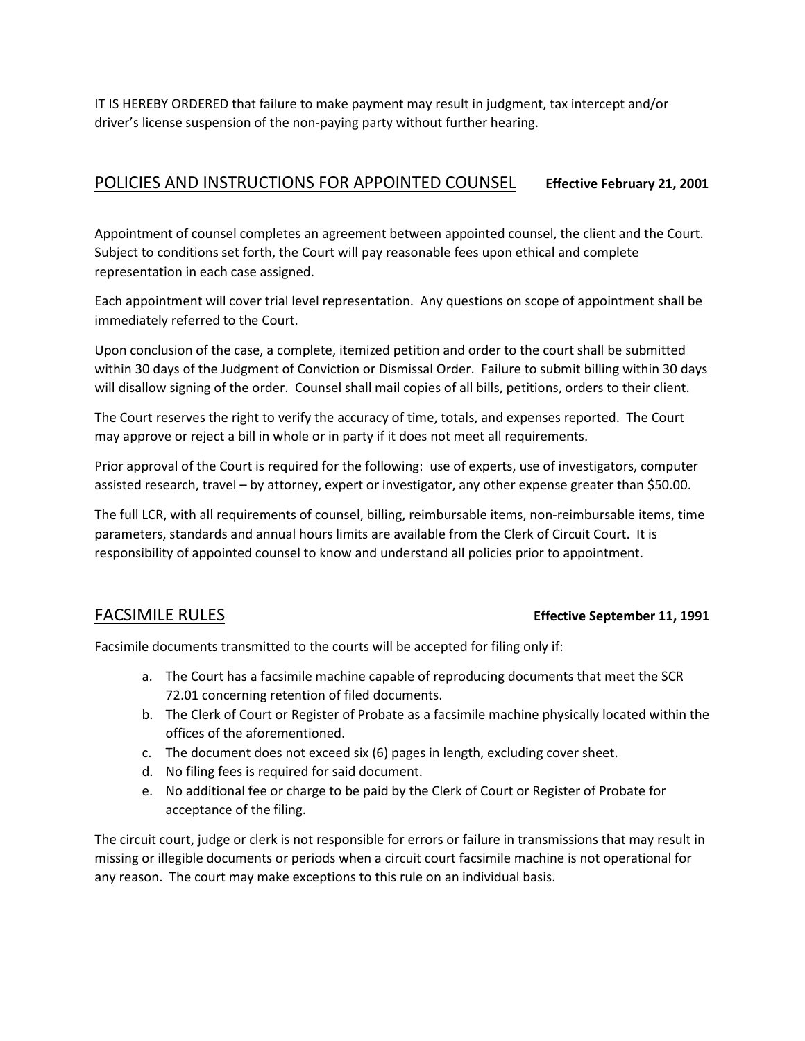IT IS HEREBY ORDERED that failure to make payment may result in judgment, tax intercept and/or driver's license suspension of the non-paying party without further hearing.

## POLICIES AND INSTRUCTIONS FOR APPOINTED COUNSEL **Effective February 21, 2001**

Appointment of counsel completes an agreement between appointed counsel, the client and the Court. Subject to conditions set forth, the Court will pay reasonable fees upon ethical and complete representation in each case assigned.

Each appointment will cover trial level representation. Any questions on scope of appointment shall be immediately referred to the Court.

Upon conclusion of the case, a complete, itemized petition and order to the court shall be submitted within 30 days of the Judgment of Conviction or Dismissal Order. Failure to submit billing within 30 days will disallow signing of the order. Counsel shall mail copies of all bills, petitions, orders to their client.

The Court reserves the right to verify the accuracy of time, totals, and expenses reported. The Court may approve or reject a bill in whole or in party if it does not meet all requirements.

Prior approval of the Court is required for the following: use of experts, use of investigators, computer assisted research, travel – by attorney, expert or investigator, any other expense greater than $50.00.

The full LCR, with all requirements of counsel, billing, reimbursable items, non-reimbursable items, time parameters, standards and annual hours limits are available from the Clerk of Circuit Court. It is responsibility of appointed counsel to know and understand all policies prior to appointment.

## FACSIMILE RULES **Effective September 11, 1991**

Facsimile documents transmitted to the courts will be accepted for filing only if:

a. The Court has a facsimile machine capable of reproducing documents that meet the SCR 72.01 concerning retention of filed documents.
b. The Clerk of Court or Register of Probate as a facsimile machine physically located within the offices of the aforementioned.
c. The document does not exceed six (6) pages in length, excluding cover sheet.
d. No filing fees is required for said document.
e. No additional fee or charge to be paid by the Clerk of Court or Register of Probate for acceptance of the filing.

The circuit court, judge or clerk is not responsible for errors or failure in transmissions that may result in missing or illegible documents or periods when a circuit court facsimile machine is not operational for any reason. The court may make exceptions to this rule on an individual basis.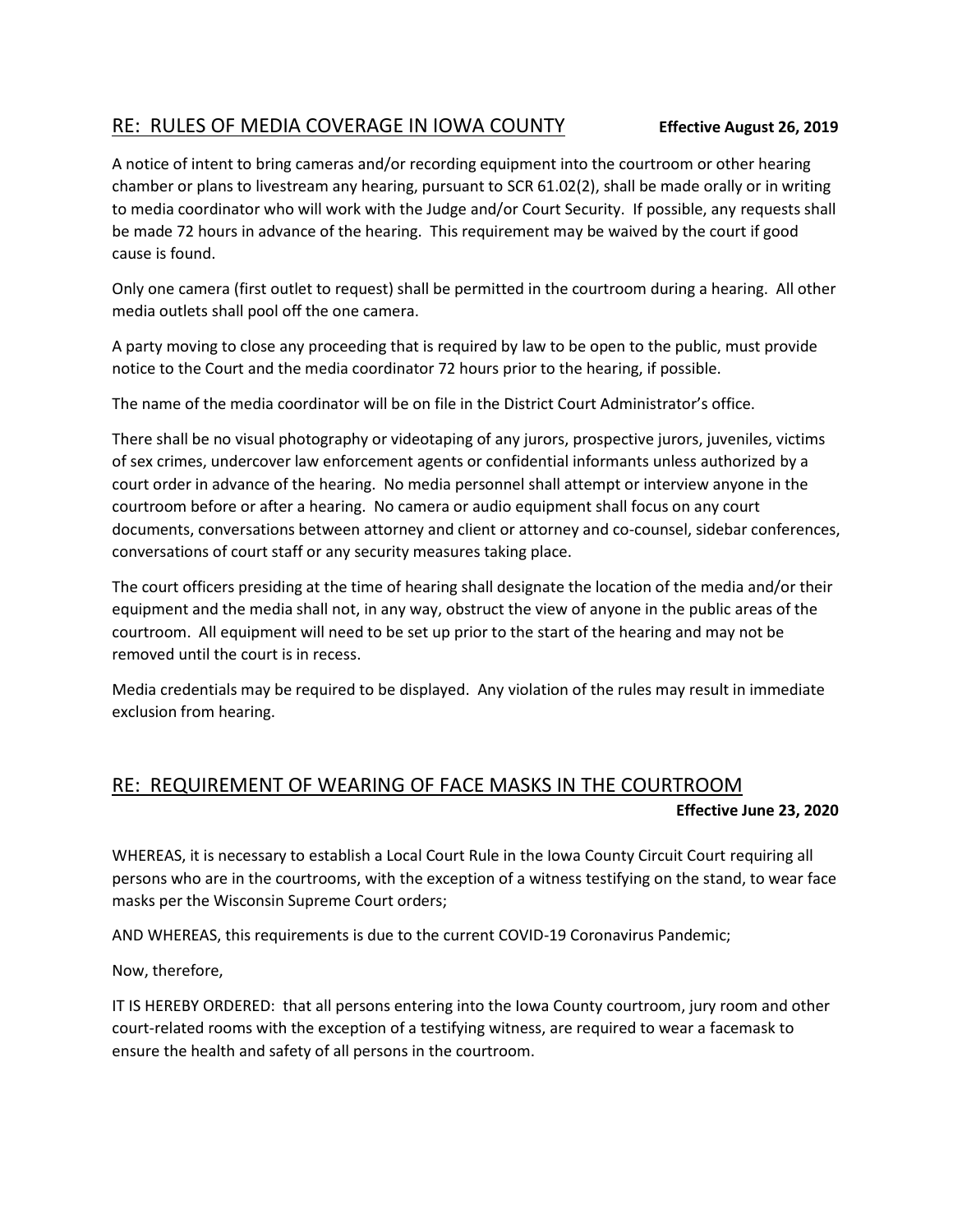## RE: RULES OF MEDIA COVERAGE IN IOWA COUNTY

**Effective August 26, 2019**

A notice of intent to bring cameras and/or recording equipment into the courtroom or other hearing chamber or plans to livestream any hearing, pursuant to SCR 61.02(2), shall be made orally or in writing to media coordinator who will work with the Judge and/or Court Security. If possible, any requests shall be made 72 hours in advance of the hearing. This requirement may be waived by the court if good cause is found.

Only one camera (first outlet to request) shall be permitted in the courtroom during a hearing. All other media outlets shall pool off the one camera.

A party moving to close any proceeding that is required by law to be open to the public, must provide notice to the Court and the media coordinator 72 hours prior to the hearing, if possible.

The name of the media coordinator will be on file in the District Court Administrator's office.

There shall be no visual photography or videotaping of any jurors, prospective jurors, juveniles, victims of sex crimes, undercover law enforcement agents or confidential informants unless authorized by a court order in advance of the hearing. No media personnel shall attempt or interview anyone in the courtroom before or after a hearing. No camera or audio equipment shall focus on any court documents, conversations between attorney and client or attorney and co-counsel, sidebar conferences, conversations of court staff or any security measures taking place.

The court officers presiding at the time of hearing shall designate the location of the media and/or their equipment and the media shall not, in any way, obstruct the view of anyone in the public areas of the courtroom. All equipment will need to be set up prior to the start of the hearing and may not be removed until the court is in recess.

Media credentials may be required to be displayed. Any violation of the rules may result in immediate exclusion from hearing.

## RE: REQUIREMENT OF WEARING OF FACE MASKS IN THE COURTROOM

**Effective June 23, 2020**

WHEREAS, it is necessary to establish a Local Court Rule in the Iowa County Circuit Court requiring all persons who are in the courtrooms, with the exception of a witness testifying on the stand, to wear face masks per the Wisconsin Supreme Court orders;

AND WHEREAS, this requirements is due to the current COVID-19 Coronavirus Pandemic;

Now, therefore,

IT IS HEREBY ORDERED: that all persons entering into the Iowa County courtroom, jury room and other court-related rooms with the exception of a testifying witness, are required to wear a facemask to ensure the health and safety of all persons in the courtroom.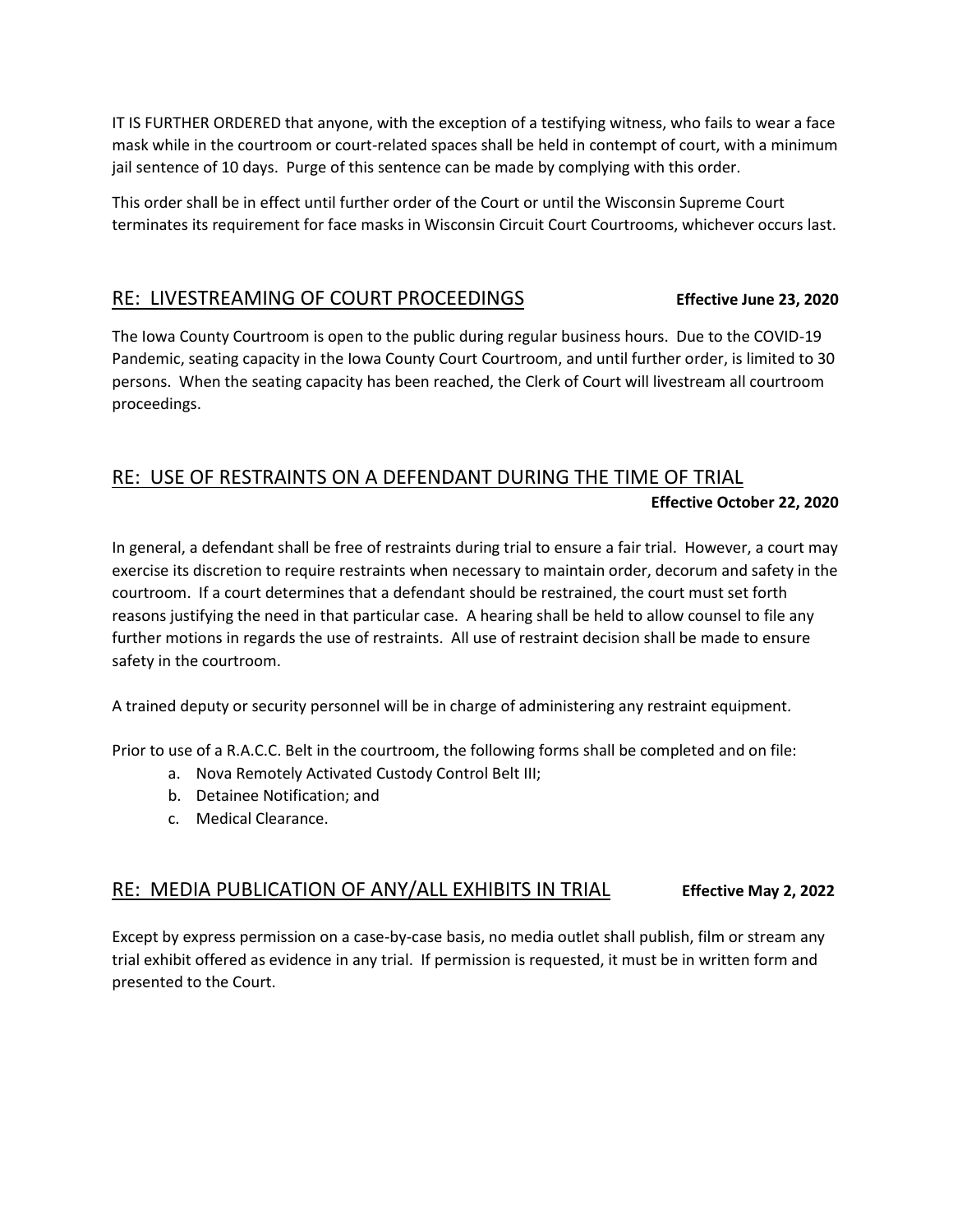IT IS FURTHER ORDERED that anyone, with the exception of a testifying witness, who fails to wear a face mask while in the courtroom or court-related spaces shall be held in contempt of court, with a minimum jail sentence of 10 days. Purge of this sentence can be made by complying with this order.

This order shall be in effect until further order of the Court or until the Wisconsin Supreme Court terminates its requirement for face masks in Wisconsin Circuit Court Courtrooms, whichever occurs last.

## RE: LIVESTREAMING OF COURT PROCEEDINGS **Effective June 23, 2020**

The Iowa County Courtroom is open to the public during regular business hours. Due to the COVID-19 Pandemic, seating capacity in the Iowa County Court Courtroom, and until further order, is limited to 30 persons. When the seating capacity has been reached, the Clerk of Court will livestream all courtroom proceedings.

## RE: USE OF RESTRAINTS ON A DEFENDANT DURING THE TIME OF TRIAL

**Effective October 22, 2020**

In general, a defendant shall be free of restraints during trial to ensure a fair trial. However, a court may exercise its discretion to require restraints when necessary to maintain order, decorum and safety in the courtroom. If a court determines that a defendant should be restrained, the court must set forth reasons justifying the need in that particular case. A hearing shall be held to allow counsel to file any further motions in regards the use of restraints. All use of restraint decision shall be made to ensure safety in the courtroom.

A trained deputy or security personnel will be in charge of administering any restraint equipment.

Prior to use of a R.A.C.C. Belt in the courtroom, the following forms shall be completed and on file:

a. Nova Remotely Activated Custody Control Belt III;
b. Detainee Notification; and
c. Medical Clearance.

## RE: MEDIA PUBLICATION OF ANY/ALL EXHIBITS IN TRIAL **Effective May 2, 2022**

Except by express permission on a case-by-case basis, no media outlet shall publish, film or stream any trial exhibit offered as evidence in any trial. If permission is requested, it must be in written form and presented to the Court.